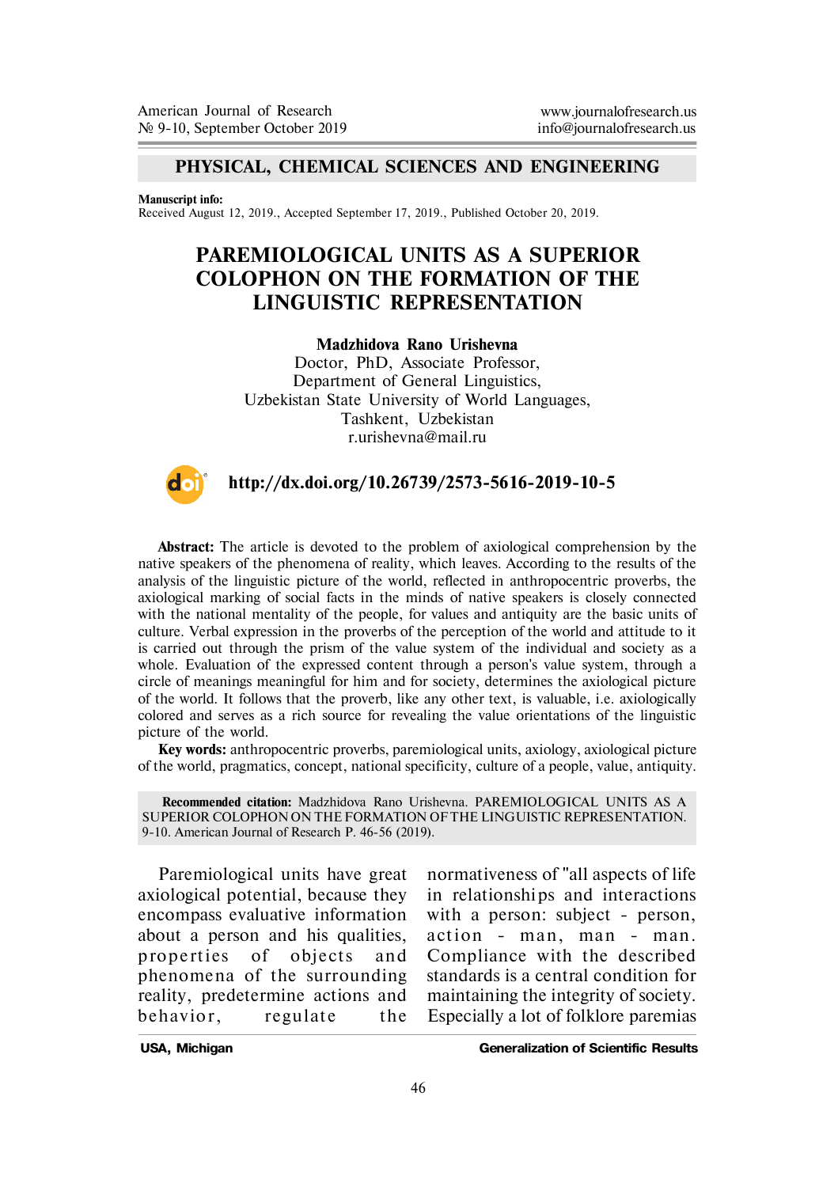**PHYSICAL, CHEMICAL SCIENCES AND ENGINEERING**

**Manuscript info:**
Received August 12, 2019., Accepted September 17, 2019., Published October 20, 2019.

# PAREMIOLOGICAL UNITS AS A SUPERIOR COLOPHON ON THE FORMATION OF THE LINGUISTIC REPRESENTATION

**Madzhidova Rano Urishevna**
Doctor, PhD, Associate Professor,
Department of General Linguistics,
Uzbekistan State University of World Languages,
Tashkent, Uzbekistan
r.urishevna@mail.ru

**http://dx.doi.org/10.26739/2573-5616-2019-10-5**

**Abstract:** The article is devoted to the problem of axiological comprehension by the native speakers of the phenomena of reality, which leaves. According to the results of the analysis of the linguistic picture of the world, reflected in anthropocentric proverbs, the axiological marking of social facts in the minds of native speakers is closely connected with the national mentality of the people, for values and antiquity are the basic units of culture. Verbal expression in the proverbs of the perception of the world and attitude to it is carried out through the prism of the value system of the individual and society as a whole. Evaluation of the expressed content through a person's value system, through a circle of meanings meaningful for him and for society, determines the axiological picture of the world. It follows that the proverb, like any other text, is valuable, i.e. axiologically colored and serves as a rich source for revealing the value orientations of the linguistic picture of the world.

**Key words:** anthropocentric proverbs, paremiological units, axiology, axiological picture of the world, pragmatics, concept, national specificity, culture of a people, value, antiquity.

**Recommended citation:** Madzhidova Rano Urishevna. PAREMIOLOGICAL UNITS AS A SUPERIOR COLOPHON ON THE FORMATION OF THE LINGUISTIC REPRESENTATION. 9-10. American Journal of Research P. 46-56 (2019).

Paremiological units have great axiological potential, because they encompass evaluative information about a person and his qualities, properties of objects and phenomena of the surrounding reality, predetermine actions and behavior, regulate the normativeness of "all aspects of life in relationships and interactions with a person: subject - person, action - man, man - man. Compliance with the described standards is a central condition for maintaining the integrity of society. Especially a lot of folklore paremias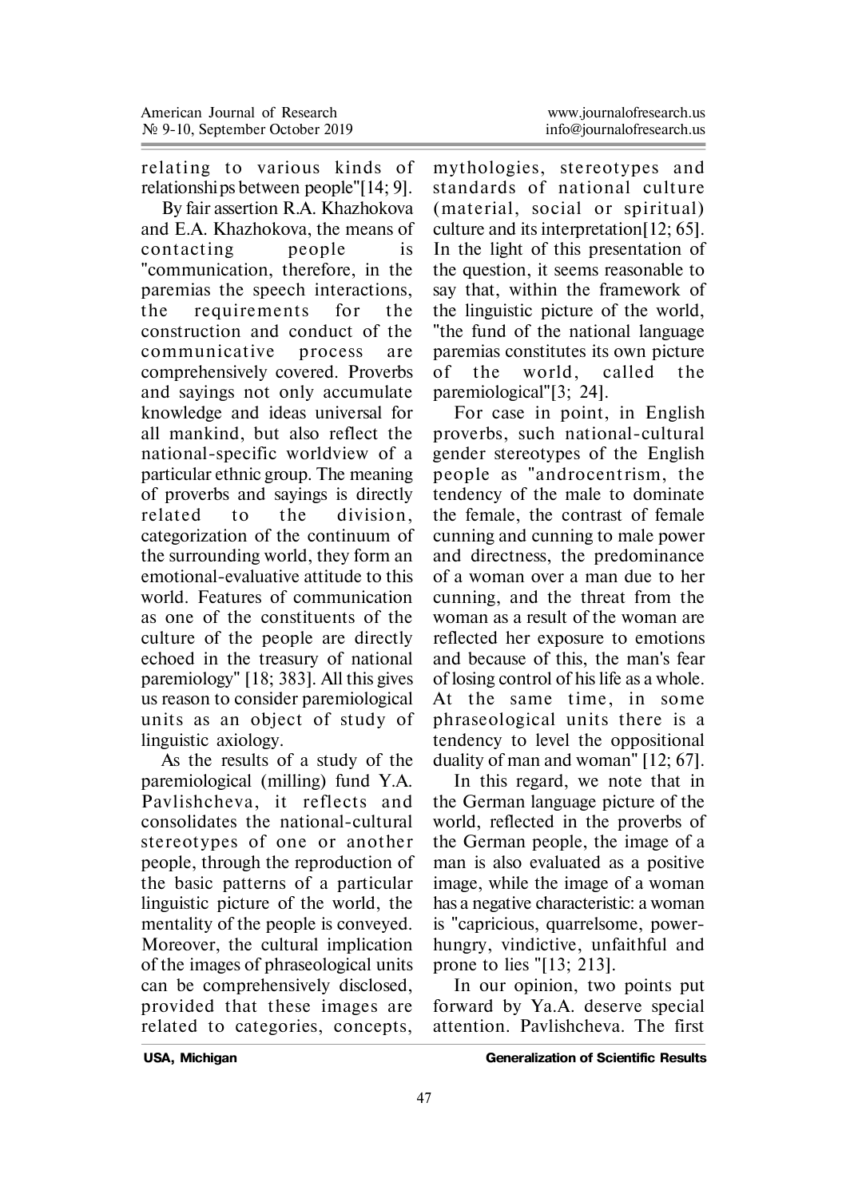relating to various kinds of relationships between people"[14; 9].

By fair assertion R.A. Khazhokova and E.A. Khazhokova, the means of contacting people is "communication, therefore, in the paremias the speech interactions, the requirements for the construction and conduct of the communicative process are comprehensively covered. Proverbs and sayings not only accumulate knowledge and ideas universal for all mankind, but also reflect the national-specific worldview of a particular ethnic group. The meaning of proverbs and sayings is directly related to the division, categorization of the continuum of the surrounding world, they form an emotional-evaluative attitude to this world. Features of communication as one of the constituents of the culture of the people are directly echoed in the treasury of national paremiology" [18; 383]. All this gives us reason to consider paremiological units as an object of study of linguistic axiology.

As the results of a study of the paremiological (milling) fund Y.A. Pavlishcheva, it reflects and consolidates the national-cultural stereotypes of one or another people, through the reproduction of the basic patterns of a particular linguistic picture of the world, the mentality of the people is conveyed. Moreover, the cultural implication of the images of phraseological units can be comprehensively disclosed, provided that these images are related to categories, concepts, mythologies, stereotypes and standards of national culture (material, social or spiritual) culture and its interpretation[12; 65]. In the light of this presentation of the question, it seems reasonable to say that, within the framework of the linguistic picture of the world, "the fund of the national language paremias constitutes its own picture of the world, called the paremiological"[3; 24].

For case in point, in English proverbs, such national-cultural gender stereotypes of the English people as "androcentrism, the tendency of the male to dominate the female, the contrast of female cunning and cunning to male power and directness, the predominance of a woman over a man due to her cunning, and the threat from the woman as a result of the woman are reflected her exposure to emotions and because of this, the man's fear of losing control of his life as a whole. At the same time, in some phraseological units there is a tendency to level the oppositional duality of man and woman" [12; 67].

In this regard, we note that in the German language picture of the world, reflected in the proverbs of the German people, the image of a man is also evaluated as a positive image, while the image of a woman has a negative characteristic: a woman is "capricious, quarrelsome, power-hungry, vindictive, unfaithful and prone to lies "[13; 213].

In our opinion, two points put forward by Ya.A. deserve special attention. Pavlishcheva. The first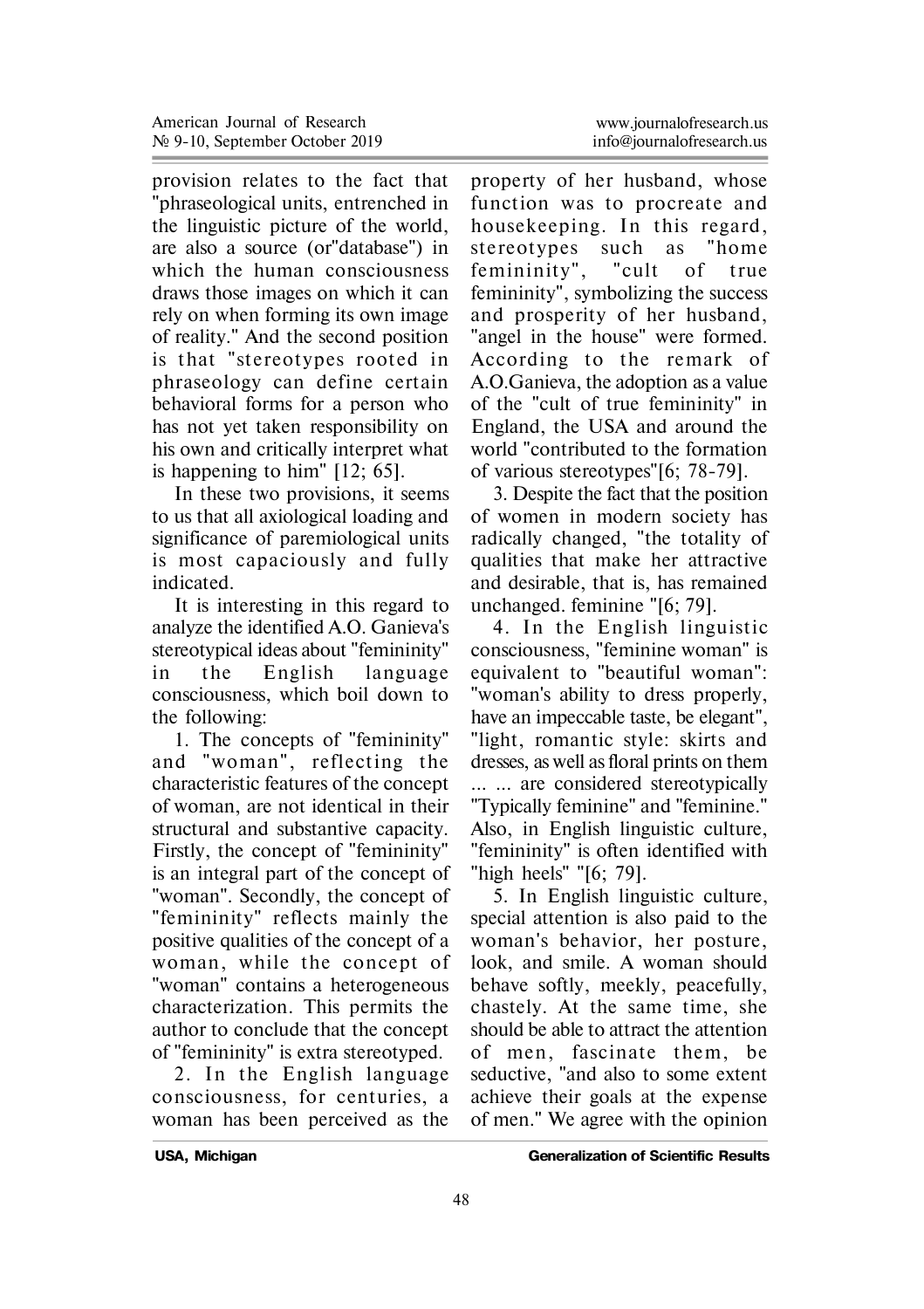provision relates to the fact that "phraseological units, entrenched in the linguistic picture of the world, are also a source (or"database") in which the human consciousness draws those images on which it can rely on when forming its own image of reality." And the second position is that "stereotypes rooted in phraseology can define certain behavioral forms for a person who has not yet taken responsibility on his own and critically interpret what is happening to him" [12; 65].

In these two provisions, it seems to us that all axiological loading and significance of paremiological units is most capaciously and fully indicated.

It is interesting in this regard to analyze the identified A.O. Ganieva's stereotypical ideas about "femininity" in the English language consciousness, which boil down to the following:

1. The concepts of "femininity" and "woman", reflecting the characteristic features of the concept of woman, are not identical in their structural and substantive capacity. Firstly, the concept of "femininity" is an integral part of the concept of "woman". Secondly, the concept of "femininity" reflects mainly the positive qualities of the concept of a woman, while the concept of "woman" contains a heterogeneous characterization. This permits the author to conclude that the concept of "femininity" is extra stereotyped.

2. In the English language consciousness, for centuries, a woman has been perceived as the property of her husband, whose function was to procreate and housekeeping. In this regard, stereotypes such as "home femininity", "cult of true femininity", symbolizing the success and prosperity of her husband, "angel in the house" were formed. According to the remark of A.O.Ganieva, the adoption as a value of the "cult of true femininity" in England, the USA and around the world "contributed to the formation of various stereotypes"[6; 78-79].

3. Despite the fact that the position of women in modern society has radically changed, "the totality of qualities that make her attractive and desirable, that is, has remained unchanged. feminine "[6; 79].

4. In the English linguistic consciousness, "feminine woman" is equivalent to "beautiful woman": "woman's ability to dress properly, have an impeccable taste, be elegant", "light, romantic style: skirts and dresses, as well as floral prints on them ... ... are considered stereotypically "Typically feminine" and "feminine." Also, in English linguistic culture, "femininity" is often identified with "high heels" "[6; 79].

5. In English linguistic culture, special attention is also paid to the woman's behavior, her posture, look, and smile. A woman should behave softly, meekly, peacefully, chastely. At the same time, she should be able to attract the attention of men, fascinate them, be seductive, "and also to some extent achieve their goals at the expense of men." We agree with the opinion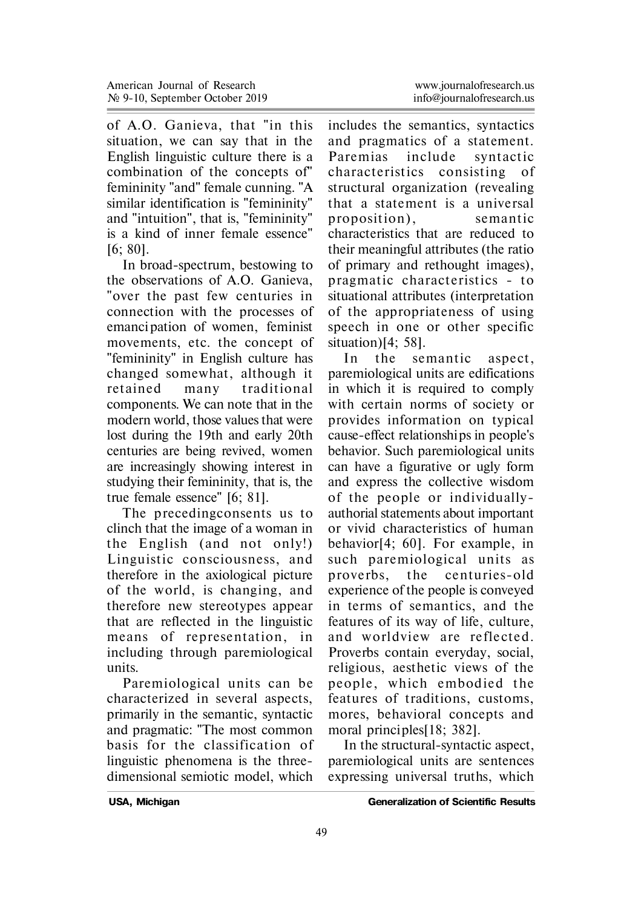of A.O. Ganieva, that "in this situation, we can say that in the English linguistic culture there is a combination of the concepts of" femininity "and" female cunning. "A similar identification is "femininity" and "intuition", that is, "femininity" is a kind of inner female essence" [6; 80].

In broad-spectrum, bestowing to the observations of A.O. Ganieva, "over the past few centuries in connection with the processes of emancipation of women, feminist movements, etc. the concept of "femininity" in English culture has changed somewhat, although it retained many traditional components. We can note that in the modern world, those values that were lost during the 19th and early 20th centuries are being revived, women are increasingly showing interest in studying their femininity, that is, the true female essence" [6; 81].

The precedingconsents us to clinch that the image of a woman in the English (and not only!) Linguistic consciousness, and therefore in the axiological picture of the world, is changing, and therefore new stereotypes appear that are reflected in the linguistic means of representation, in including through paremiological units.

Paremiological units can be characterized in several aspects, primarily in the semantic, syntactic and pragmatic: "The most common basis for the classification of linguistic phenomena is the three-dimensional semiotic model, which includes the semantics, syntactics and pragmatics of a statement. Paremias include syntactic characteristics consisting of structural organization (revealing that a statement is a universal proposition), semantic characteristics that are reduced to their meaningful attributes (the ratio of primary and rethought images), pragmatic characteristics - to situational attributes (interpretation of the appropriateness of using speech in one or other specific situation)[4; 58].

In the semantic aspect, paremiological units are edifications in which it is required to comply with certain norms of society or provides information on typical cause-effect relationships in people's behavior. Such paremiological units can have a figurative or ugly form and express the collective wisdom of the people or individually-authorial statements about important or vivid characteristics of human behavior[4; 60]. For example, in such paremiological units as proverbs, the centuries-old experience of the people is conveyed in terms of semantics, and the features of its way of life, culture, and worldview are reflected. Proverbs contain everyday, social, religious, aesthetic views of the people, which embodied the features of traditions, customs, mores, behavioral concepts and moral principles[18; 382].

In the structural-syntactic aspect, paremiological units are sentences expressing universal truths, which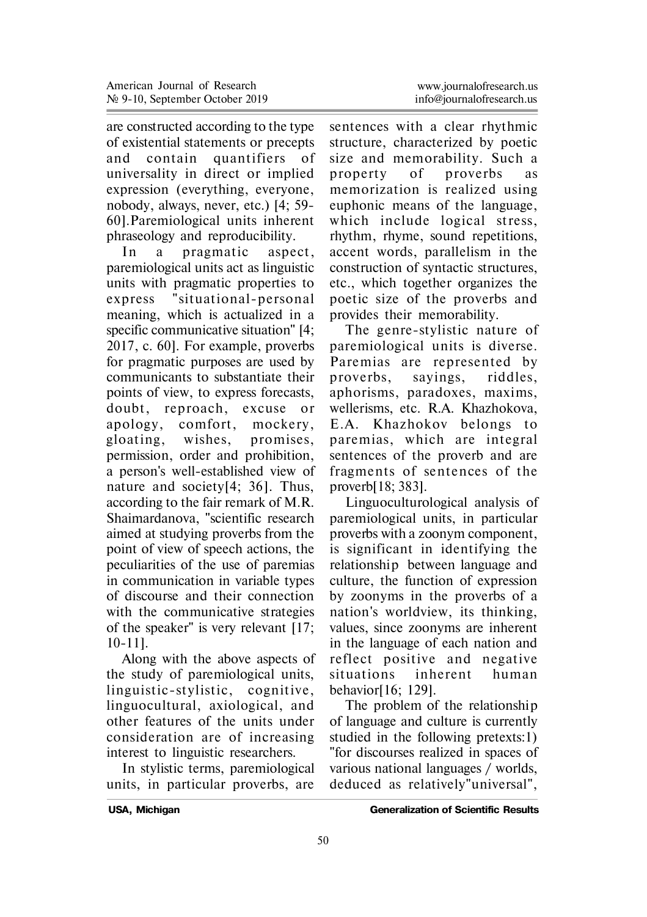are constructed according to the type of existential statements or precepts and contain quantifiers of universality in direct or implied expression (everything, everyone, nobody, always, never, etc.) [4; 59-60].Paremiological units inherent phraseology and reproducibility.

In a pragmatic aspect, paremiological units act as linguistic units with pragmatic properties to express "situational-personal meaning, which is actualized in a specific communicative situation" [4; 2017, c. 60]. For example, proverbs for pragmatic purposes are used by communicants to substantiate their points of view, to express forecasts, doubt, reproach, excuse or apology, comfort, mockery, gloating, wishes, promises, permission, order and prohibition, a person's well-established view of nature and society[4; 36]. Thus, according to the fair remark of M.R. Shaimardanova, "scientific research aimed at studying proverbs from the point of view of speech actions, the peculiarities of the use of paremias in communication in variable types of discourse and their connection with the communicative strategies of the speaker" is very relevant [17; 10-11].

Along with the above aspects of the study of paremiological units, linguistic-stylistic, cognitive, linguocultural, axiological, and other features of the units under consideration are of increasing interest to linguistic researchers.

In stylistic terms, paremiological units, in particular proverbs, are sentences with a clear rhythmic structure, characterized by poetic size and memorability. Such a property of proverbs as memorization is realized using euphonic means of the language, which include logical stress, rhythm, rhyme, sound repetitions, accent words, parallelism in the construction of syntactic structures, etc., which together organizes the poetic size of the proverbs and provides their memorability.

The genre-stylistic nature of paremiological units is diverse. Paremias are represented by proverbs, sayings, riddles, aphorisms, paradoxes, maxims, wellerisms, etc. R.A. Khazhokova, E.A. Khazhokov belongs to paremias, which are integral sentences of the proverb and are fragments of sentences of the proverb[18; 383].

Linguoculturological analysis of paremiological units, in particular proverbs with a zoonym component, is significant in identifying the relationship between language and culture, the function of expression by zoonyms in the proverbs of a nation's worldview, its thinking, values, since zoonyms are inherent in the language of each nation and reflect positive and negative situations inherent human behavior[16; 129].

The problem of the relationship of language and culture is currently studied in the following pretexts:1) "for discourses realized in spaces of various national languages / worlds, deduced as relatively"universal",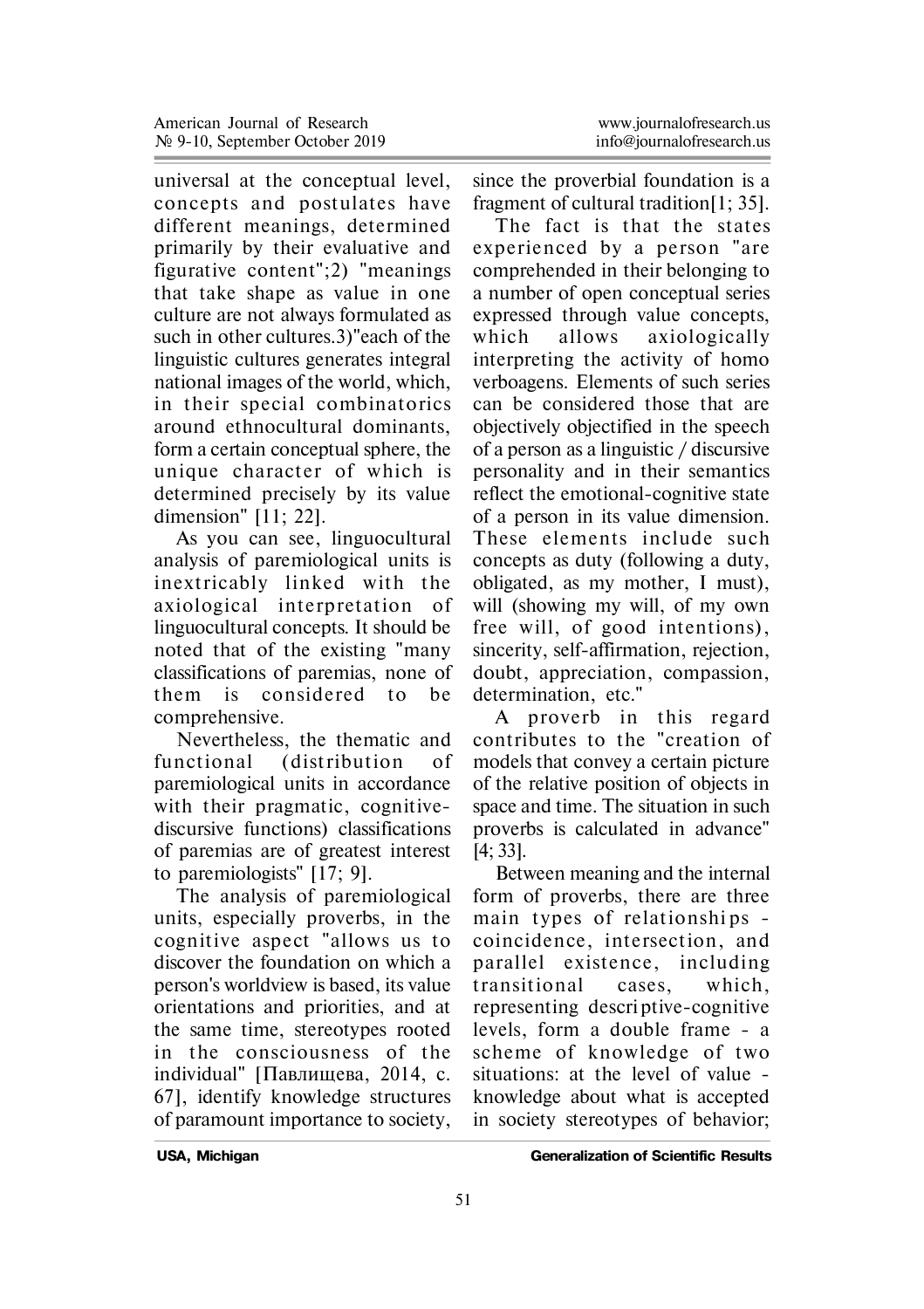universal at the conceptual level, concepts and postulates have different meanings, determined primarily by their evaluative and figurative content";2) "meanings that take shape as value in one culture are not always formulated as such in other cultures.3)"each of the linguistic cultures generates integral national images of the world, which, in their special combinatorics around ethnocultural dominants, form a certain conceptual sphere, the unique character of which is determined precisely by its value dimension" [11; 22].

As you can see, linguocultural analysis of paremiological units is inextricably linked with the axiological interpretation of linguocultural concepts. It should be noted that of the existing "many classifications of paremias, none of them is considered to be comprehensive.

Nevertheless, the thematic and functional (distribution of paremiological units in accordance with their pragmatic, cognitive-discursive functions) classifications of paremias are of greatest interest to paremiologists" [17; 9].

The analysis of paremiological units, especially proverbs, in the cognitive aspect "allows us to discover the foundation on which a person's worldview is based, its value orientations and priorities, and at the same time, stereotypes rooted in the consciousness of the individual" [Павлищева, 2014, с. 67], identify knowledge structures of paramount importance to society, since the proverbial foundation is a fragment of cultural tradition[1; 35].

The fact is that the states experienced by a person "are comprehended in their belonging to a number of open conceptual series expressed through value concepts, which allows axiologically interpreting the activity of homo verboagens. Elements of such series can be considered those that are objectively objectified in the speech of a person as a linguistic / discursive personality and in their semantics reflect the emotional-cognitive state of a person in its value dimension. These elements include such concepts as duty (following a duty, obligated, as my mother, I must), will (showing my will, of my own free will, of good intentions), sincerity, self-affirmation, rejection, doubt, appreciation, compassion, determination, etc."

A proverb in this regard contributes to the "creation of models that convey a certain picture of the relative position of objects in space and time. The situation in such proverbs is calculated in advance" [4; 33].

Between meaning and the internal form of proverbs, there are three main types of relationships - coincidence, intersection, and parallel existence, including transitional cases, which, representing descriptive-cognitive levels, form a double frame - a scheme of knowledge of two situations: at the level of value - knowledge about what is accepted in society stereotypes of behavior;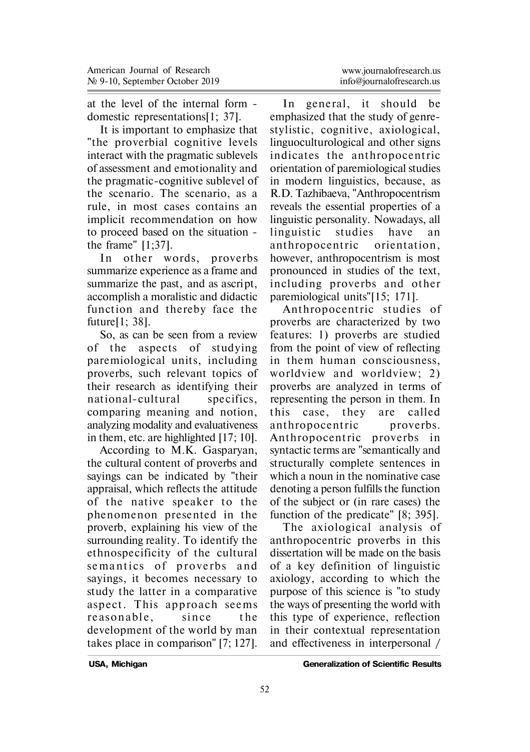at the level of the internal form - domestic representations[1; 37].

It is important to emphasize that "the proverbial cognitive levels interact with the pragmatic sublevels of assessment and emotionality and the pragmatic-cognitive sublevel of the scenario. The scenario, as a rule, in most cases contains an implicit recommendation on how to proceed based on the situation - the frame" [1;37].

In other words, proverbs summarize experience as a frame and summarize the past, and as ascript, accomplish a moralistic and didactic function and thereby face the future[1; 38].

So, as can be seen from a review of the aspects of studying paremiological units, including proverbs, such relevant topics of their research as identifying their national-cultural specifics, comparing meaning and notion, analyzing modality and evaluativeness in them, etc. are highlighted [17; 10].

According to M.K. Gasparyan, the cultural content of proverbs and sayings can be indicated by "their appraisal, which reflects the attitude of the native speaker to the phenomenon presented in the proverb, explaining his view of the surrounding reality. To identify the ethnospecificity of the cultural semantics of proverbs and sayings, it becomes necessary to study the latter in a comparative aspect. This approach seems reasonable, since the development of the world by man takes place in comparison" [7; 127].

In general, it should be emphasized that the study of genre-stylistic, cognitive, axiological, linguoculturological and other signs indicates the anthropocentric orientation of paremiological studies in modern linguistics, because, as R.D. Tazhibaeva, "Anthropocentrism reveals the essential properties of a linguistic personality. Nowadays, all linguistic studies have an anthropocentric orientation, however, anthropocentrism is most pronounced in studies of the text, including proverbs and other paremiological units"[15; 171].

Anthropocentric studies of proverbs are characterized by two features: 1) proverbs are studied from the point of view of reflecting in them human consciousness, worldview and worldview; 2) proverbs are analyzed in terms of representing the person in them. In this case, they are called anthropocentric proverbs. Anthropocentric proverbs in syntactic terms are "semantically and structurally complete sentences in which a noun in the nominative case denoting a person fulfills the function of the subject or (in rare cases) the function of the predicate" [8; 395].

The axiological analysis of anthropocentric proverbs in this dissertation will be made on the basis of a key definition of linguistic axiology, according to which the purpose of this science is "to study the ways of presenting the world with this type of experience, reflection in their contextual representation and effectiveness in interpersonal /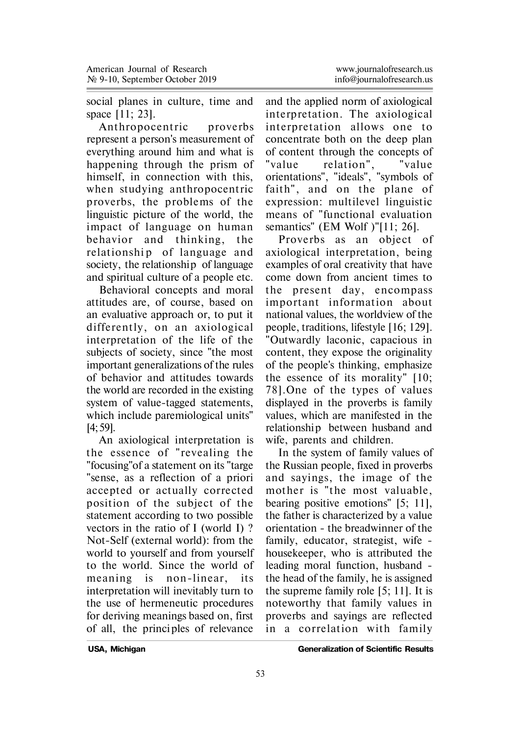social planes in culture, time and space [11; 23].

Anthropocentric proverbs represent a person's measurement of everything around him and what is happening through the prism of himself, in connection with this, when studying anthropocentric proverbs, the problems of the linguistic picture of the world, the impact of language on human behavior and thinking, the relationship of language and society, the relationship of language and spiritual culture of a people etc.

Behavioral concepts and moral attitudes are, of course, based on an evaluative approach or, to put it differently, on an axiological interpretation of the life of the subjects of society, since "the most important generalizations of the rules of behavior and attitudes towards the world are recorded in the existing system of value-tagged statements, which include paremiological units" [4; 59].

An axiological interpretation is the essence of "revealing the "focusing"of a statement on its "targe "sense, as a reflection of a priori accepted or actually corrected position of the subject of the statement according to two possible vectors in the ratio of I (world I) ? Not-Self (external world): from the world to yourself and from yourself to the world. Since the world of meaning is non-linear, its interpretation will inevitably turn to the use of hermeneutic procedures for deriving meanings based on, first of all, the principles of relevance and the applied norm of axiological interpretation. The axiological interpretation allows one to concentrate both on the deep plan of content through the concepts of "value relation", "value orientations", "ideals", "symbols of faith", and on the plane of expression: multilevel linguistic means of "functional evaluation semantics" (EM Wolf )"[11; 26].

Proverbs as an object of axiological interpretation, being examples of oral creativity that have come down from ancient times to the present day, encompass important information about national values, the worldview of the people, traditions, lifestyle [16; 129]. "Outwardly laconic, capacious in content, they expose the originality of the people's thinking, emphasize the essence of its morality" [10; 78].One of the types of values displayed in the proverbs is family values, which are manifested in the relationship between husband and wife, parents and children.

In the system of family values of the Russian people, fixed in proverbs and sayings, the image of the mother is "the most valuable, bearing positive emotions" [5; 11], the father is characterized by a value orientation - the breadwinner of the family, educator, strategist, wife - housekeeper, who is attributed the leading moral function, husband - the head of the family, he is assigned the supreme family role [5; 11]. It is noteworthy that family values in proverbs and sayings are reflected in a correlation with family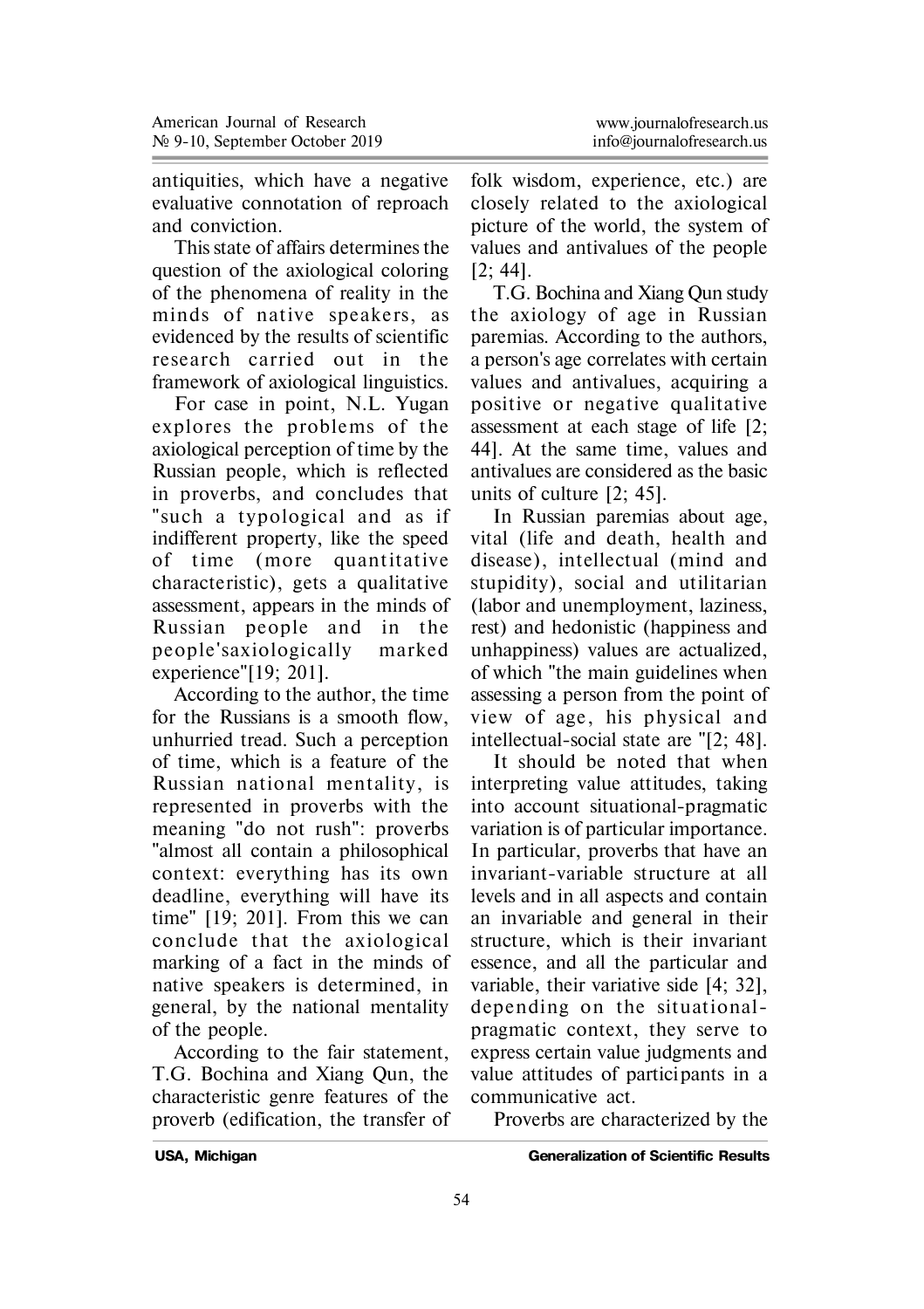antiquities, which have a negative evaluative connotation of reproach and conviction.

This state of affairs determines the question of the axiological coloring of the phenomena of reality in the minds of native speakers, as evidenced by the results of scientific research carried out in the framework of axiological linguistics.

For case in point, N.L. Yugan explores the problems of the axiological perception of time by the Russian people, which is reflected in proverbs, and concludes that "such a typological and as if indifferent property, like the speed of time (more quantitative characteristic), gets a qualitative assessment, appears in the minds of Russian people and in the people'saxiologically marked experience"[19; 201].

According to the author, the time for the Russians is a smooth flow, unhurried tread. Such a perception of time, which is a feature of the Russian national mentality, is represented in proverbs with the meaning "do not rush": proverbs "almost all contain a philosophical context: everything has its own deadline, everything will have its time" [19; 201]. From this we can conclude that the axiological marking of a fact in the minds of native speakers is determined, in general, by the national mentality of the people.

According to the fair statement, T.G. Bochina and Xiang Qun, the characteristic genre features of the proverb (edification, the transfer of folk wisdom, experience, etc.) are closely related to the axiological picture of the world, the system of values and antivalues of the people [2; 44].

T.G. Bochina and Xiang Qun study the axiology of age in Russian paremias. According to the authors, a person's age correlates with certain values and antivalues, acquiring a positive or negative qualitative assessment at each stage of life [2; 44]. At the same time, values and antivalues are considered as the basic units of culture [2; 45].

In Russian paremias about age, vital (life and death, health and disease), intellectual (mind and stupidity), social and utilitarian (labor and unemployment, laziness, rest) and hedonistic (happiness and unhappiness) values are actualized, of which "the main guidelines when assessing a person from the point of view of age, his physical and intellectual-social state are "[2; 48].

It should be noted that when interpreting value attitudes, taking into account situational-pragmatic variation is of particular importance. In particular, proverbs that have an invariant-variable structure at all levels and in all aspects and contain an invariable and general in their structure, which is their invariant essence, and all the particular and variable, their variative side [4; 32], depending on the situational-pragmatic context, they serve to express certain value judgments and value attitudes of participants in a communicative act.

Proverbs are characterized by the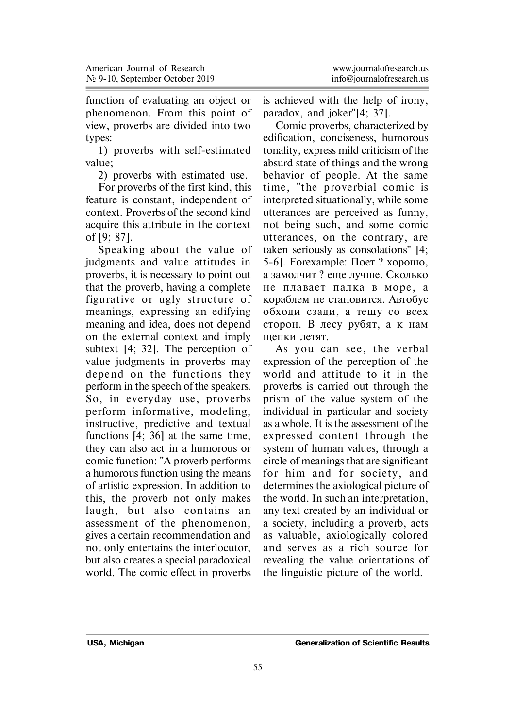function of evaluating an object or phenomenon. From this point of view, proverbs are divided into two types:

1) proverbs with self-estimated value;

2) proverbs with estimated use.

For proverbs of the first kind, this feature is constant, independent of context. Proverbs of the second kind acquire this attribute in the context of [9; 87].

Speaking about the value of judgments and value attitudes in proverbs, it is necessary to point out that the proverb, having a complete figurative or ugly structure of meanings, expressing an edifying meaning and idea, does not depend on the external context and imply subtext [4; 32]. The perception of value judgments in proverbs may depend on the functions they perform in the speech of the speakers. So, in everyday use, proverbs perform informative, modeling, instructive, predictive and textual functions [4; 36] at the same time, they can also act in a humorous or comic function: "A proverb performs a humorous function using the means of artistic expression. In addition to this, the proverb not only makes laugh, but also contains an assessment of the phenomenon, gives a certain recommendation and not only entertains the interlocutor, but also creates a special paradoxical world. The comic effect in proverbs is achieved with the help of irony, paradox, and joker"[4; 37].

Comic proverbs, characterized by edification, conciseness, humorous tonality, express mild criticism of the absurd state of things and the wrong behavior of people. At the same time, "the proverbial comic is interpreted situationally, while some utterances are perceived as funny, not being such, and some comic utterances, on the contrary, are taken seriously as consolations" [4; 5-6]. Forexample: Поет ? хорошо, а замолчит ? еще лучше. Сколько не плавает палка в море, а кораблем не становится. Автобус обходи сзади, а тещу со всех сторон. В лесу рубят, а к нам щепки летят.

As you can see, the verbal expression of the perception of the world and attitude to it in the proverbs is carried out through the prism of the value system of the individual in particular and society as a whole. It is the assessment of the expressed content through the system of human values, through a circle of meanings that are significant for him and for society, and determines the axiological picture of the world. In such an interpretation, any text created by an individual or a society, including a proverb, acts as valuable, axiologically colored and serves as a rich source for revealing the value orientations of the linguistic picture of the world.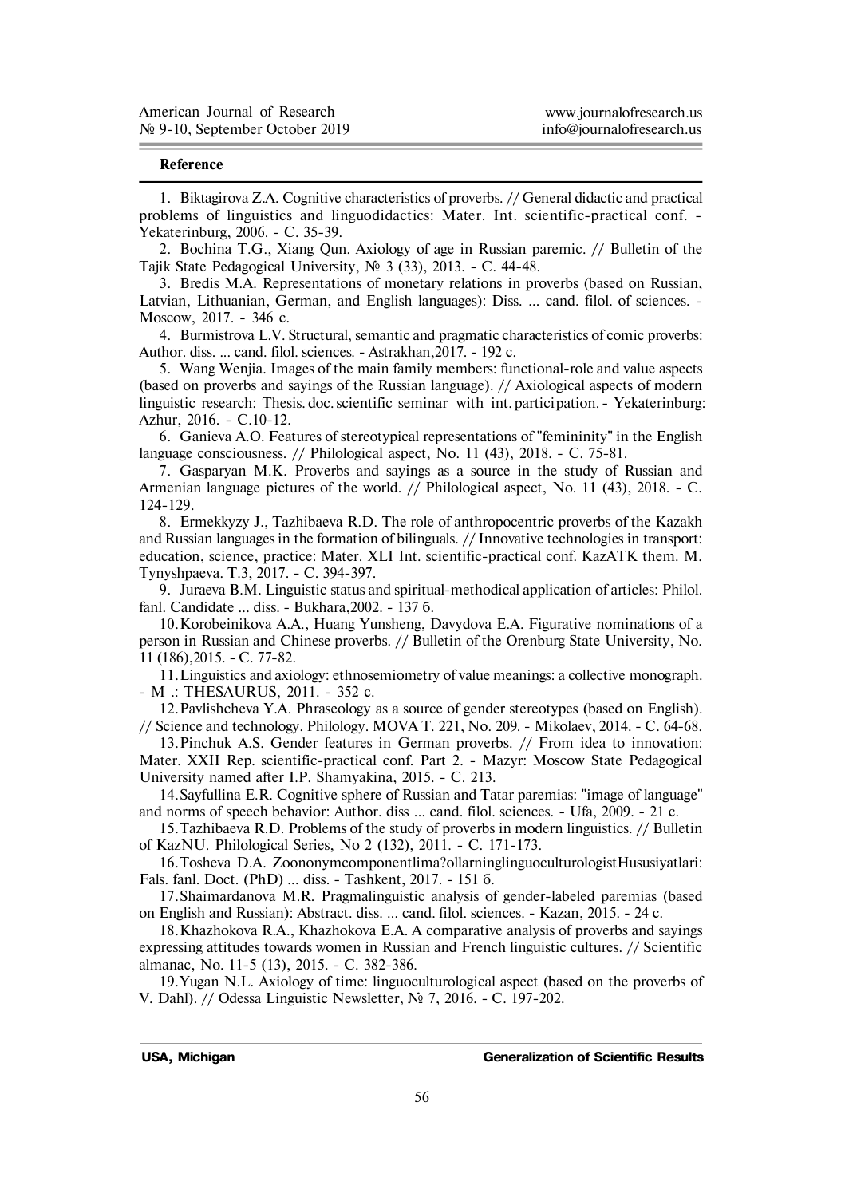**Reference**

1. Biktagirova Z.A. Cognitive characteristics of proverbs. // General didactic and practical problems of linguistics and linguodidactics: Mater. Int. scientific-practical conf. - Yekaterinburg, 2006. - C. 35-39.
2. Bochina T.G., Xiang Qun. Axiology of age in Russian paremic. // Bulletin of the Tajik State Pedagogical University, № 3 (33), 2013. - C. 44-48.
3. Bredis M.A. Representations of monetary relations in proverbs (based on Russian, Latvian, Lithuanian, German, and English languages): Diss. ... cand. filol. of sciences. - Moscow, 2017. - 346 c.
4. Burmistrova L.V. Structural, semantic and pragmatic characteristics of comic proverbs: Author. diss. ... cand. filol. sciences. - Astrakhan,2017. - 192 c.
5. Wang Wenjia. Images of the main family members: functional-role and value aspects (based on proverbs and sayings of the Russian language). // Axiological aspects of modern linguistic research: Thesis. doc. scientific seminar with int. participation. - Yekaterinburg: Azhur, 2016. - C.10-12.
6. Ganieva A.O. Features of stereotypical representations of "femininity" in the English language consciousness. // Philological aspect, No. 11 (43), 2018. - C. 75-81.
7. Gasparyan M.K. Proverbs and sayings as a source in the study of Russian and Armenian language pictures of the world. // Philological aspect, No. 11 (43), 2018. - C. 124-129.
8. Ermekkyzy J., Tazhibaeva R.D. The role of anthropocentric proverbs of the Kazakh and Russian languages in the formation of bilinguals. // Innovative technologies in transport: education, science, practice: Mater. XLI Int. scientific-practical conf. KazATK them. M. Tynyshpaeva. T.3, 2017. - C. 394-397.
9. Juraeva B.M. Linguistic status and spiritual-methodical application of articles: Philol. fanl. Candidate ... diss. - Bukhara,2002. - 137 б.
10. Korobeinikova A.A., Huang Yunsheng, Davydova E.A. Figurative nominations of a person in Russian and Chinese proverbs. // Bulletin of the Orenburg State University, No. 11 (186),2015. - C. 77-82.
11. Linguistics and axiology: ethnosemiometry of value meanings: a collective monograph. - M .: THESAURUS, 2011. - 352 c.
12. Pavlishcheva Y.A. Phraseology as a source of gender stereotypes (based on English). // Science and technology. Philology. MOVA T. 221, No. 209. - Mikolaev, 2014. - C. 64-68.
13. Pinchuk A.S. Gender features in German proverbs. // From idea to innovation: Mater. XXII Rep. scientific-practical conf. Part 2. - Mazyr: Moscow State Pedagogical University named after I.P. Shamyakina, 2015. - C. 213.
14. Sayfullina E.R. Cognitive sphere of Russian and Tatar paremias: "image of language" and norms of speech behavior: Author. diss ... cand. filol. sciences. - Ufa, 2009. - 21 c.
15. Tazhibaeva R.D. Problems of the study of proverbs in modern linguistics. // Bulletin of KazNU. Philological Series, No 2 (132), 2011. - C. 171-173.
16. Tosheva D.A. Zoononymcomponentlima?ollarninglinguoculturologistHususiyatlari: Fals. fanl. Doct. (PhD) ... diss. - Tashkent, 2017. - 151 б.
17. Shaimardanova M.R. Pragmalinguistic analysis of gender-labeled paremias (based on English and Russian): Abstract. diss. ... cand. filol. sciences. - Kazan, 2015. - 24 c.
18. Khazhokova R.A., Khazhokova E.A. A comparative analysis of proverbs and sayings expressing attitudes towards women in Russian and French linguistic cultures. // Scientific almanac, No. 11-5 (13), 2015. - C. 382-386.
19. Yugan N.L. Axiology of time: linguoculturological aspect (based on the proverbs of V. Dahl). // Odessa Linguistic Newsletter, № 7, 2016. - C. 197-202.